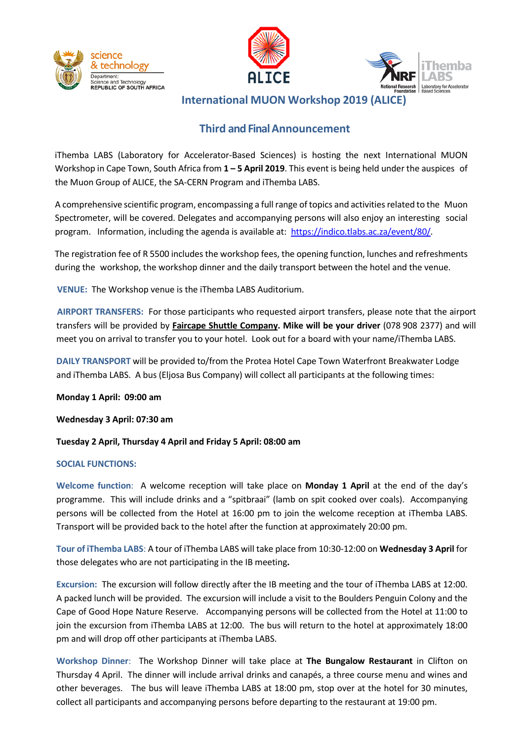# International MUON Workshop 2019 (ALICE)

## Third and Final Announcement

iThemba LABS (Laboratory for Accelerator-Based Sciences) is hosting the next International MUON Workshop in Cape Town, South Africa from **1 – 5 April 2019**. This event is being held under the auspices of the Muon Group of ALICE, the SA-CERN Program and iThemba LABS.

A comprehensive scientific program, encompassing a full range of topics and activities related to the Muon Spectrometer, will be covered. Delegates and accompanying persons will also enjoy an interesting social program. Information, including the agenda is available at: https://indico.tlabs.ac.za/event/80/.

The registration fee of R 5500 includes the workshop fees, the opening function, lunches and refreshments during the workshop, the workshop dinner and the daily transport between the hotel and the venue.

**VENUE:** The Workshop venue is the iThemba LABS Auditorium.

**AIRPORT TRANSFERS:** For those participants who requested airport transfers, please note that the airport transfers will be provided by **Faircape Shuttle Company. Mike will be your driver** (078 908 2377) and will meet you on arrival to transfer you to your hotel. Look out for a board with your name/iThemba LABS.

**DAILY TRANSPORT** will be provided to/from the Protea Hotel Cape Town Waterfront Breakwater Lodge and iThemba LABS. A bus (Eljosa Bus Company) will collect all participants at the following times:

**Monday 1 April: 09:00 am**

**Wednesday 3 April: 07:30 am**

**Tuesday 2 April, Thursday 4 April and Friday 5 April: 08:00 am**

**SOCIAL FUNCTIONS:**

**Welcome function**: A welcome reception will take place on **Monday 1 April** at the end of the day's programme. This will include drinks and a "spitbraai" (lamb on spit cooked over coals). Accompanying persons will be collected from the Hotel at 16:00 pm to join the welcome reception at iThemba LABS. Transport will be provided back to the hotel after the function at approximately 20:00 pm.

**Tour of iThemba LABS**: A tour of iThemba LABS will take place from 10:30-12:00 on **Wednesday 3 April** for those delegates who are not participating in the IB meeting**.**

**Excursion:** The excursion will follow directly after the IB meeting and the tour of iThemba LABS at 12:00. A packed lunch will be provided. The excursion will include a visit to the Boulders Penguin Colony and the Cape of Good Hope Nature Reserve. Accompanying persons will be collected from the Hotel at 11:00 to join the excursion from iThemba LABS at 12:00. The bus will return to the hotel at approximately 18:00 pm and will drop off other participants at iThemba LABS.

**Workshop Dinner**: The Workshop Dinner will take place at **The Bungalow Restaurant** in Clifton on Thursday 4 April. The dinner will include arrival drinks and canapés, a three course menu and wines and other beverages. The bus will leave iThemba LABS at 18:00 pm, stop over at the hotel for 30 minutes, collect all participants and accompanying persons before departing to the restaurant at 19:00 pm.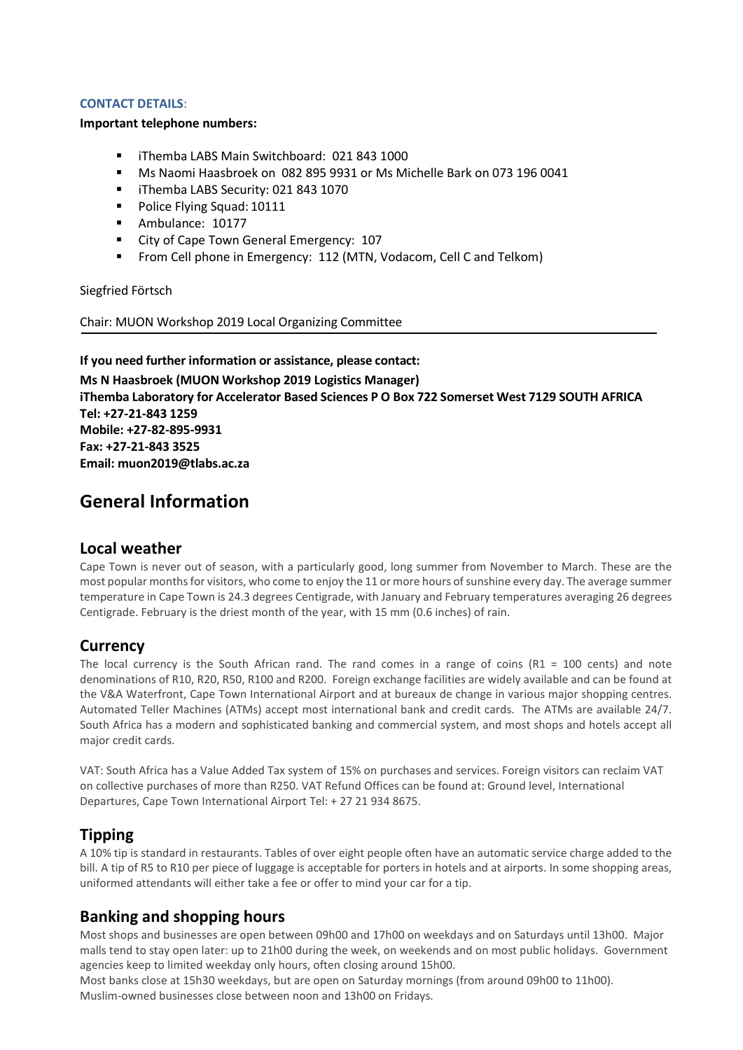**CONTACT DETAILS**:

**Important telephone numbers:**

- iThemba LABS Main Switchboard: 021 843 1000
- Ms Naomi Haasbroek on 082 895 9931 or Ms Michelle Bark on 073 196 0041
- iThemba LABS Security: 021 843 1070
- Police Flying Squad: 10111
- Ambulance: 10177
- City of Cape Town General Emergency: 107
- From Cell phone in Emergency: 112 (MTN, Vodacom, Cell C and Telkom)

Siegfried Förtsch

Chair: MUON Workshop 2019 Local Organizing Committee

---

**If you need further information or assistance, please contact:**

**Ms N Haasbroek (MUON Workshop 2019 Logistics Manager)**
**iThemba Laboratory for Accelerator Based Sciences P O Box 722 Somerset West 7129 SOUTH AFRICA**
**Tel: +27-21-843 1259**
**Mobile: +27-82-895-9931**
**Fax: +27-21-843 3525**
**Email: muon2019@tlabs.ac.za**

# General Information

## Local weather

Cape Town is never out of season, with a particularly good, long summer from November to March. These are the most popular months for visitors, who come to enjoy the 11 or more hours of sunshine every day. The average summer temperature in Cape Town is 24.3 degrees Centigrade, with January and February temperatures averaging 26 degrees Centigrade. February is the driest month of the year, with 15 mm (0.6 inches) of rain.

## Currency

The local currency is the South African rand. The rand comes in a range of coins (R1 = 100 cents) and note denominations of R10, R20, R50, R100 and R200. Foreign exchange facilities are widely available and can be found at the V&A Waterfront, Cape Town International Airport and at bureaux de change in various major shopping centres. Automated Teller Machines (ATMs) accept most international bank and credit cards. The ATMs are available 24/7. South Africa has a modern and sophisticated banking and commercial system, and most shops and hotels accept all major credit cards.

VAT: South Africa has a Value Added Tax system of 15% on purchases and services. Foreign visitors can reclaim VAT on collective purchases of more than R250. VAT Refund Offices can be found at: Ground level, International Departures, Cape Town International Airport Tel: + 27 21 934 8675.

## Tipping

A 10% tip is standard in restaurants. Tables of over eight people often have an automatic service charge added to the bill. A tip of R5 to R10 per piece of luggage is acceptable for porters in hotels and at airports. In some shopping areas, uniformed attendants will either take a fee or offer to mind your car for a tip.

## Banking and shopping hours

Most shops and businesses are open between 09h00 and 17h00 on weekdays and on Saturdays until 13h00. Major malls tend to stay open later: up to 21h00 during the week, on weekends and on most public holidays. Government agencies keep to limited weekday only hours, often closing around 15h00.
Most banks close at 15h30 weekdays, but are open on Saturday mornings (from around 09h00 to 11h00).
Muslim-owned businesses close between noon and 13h00 on Fridays.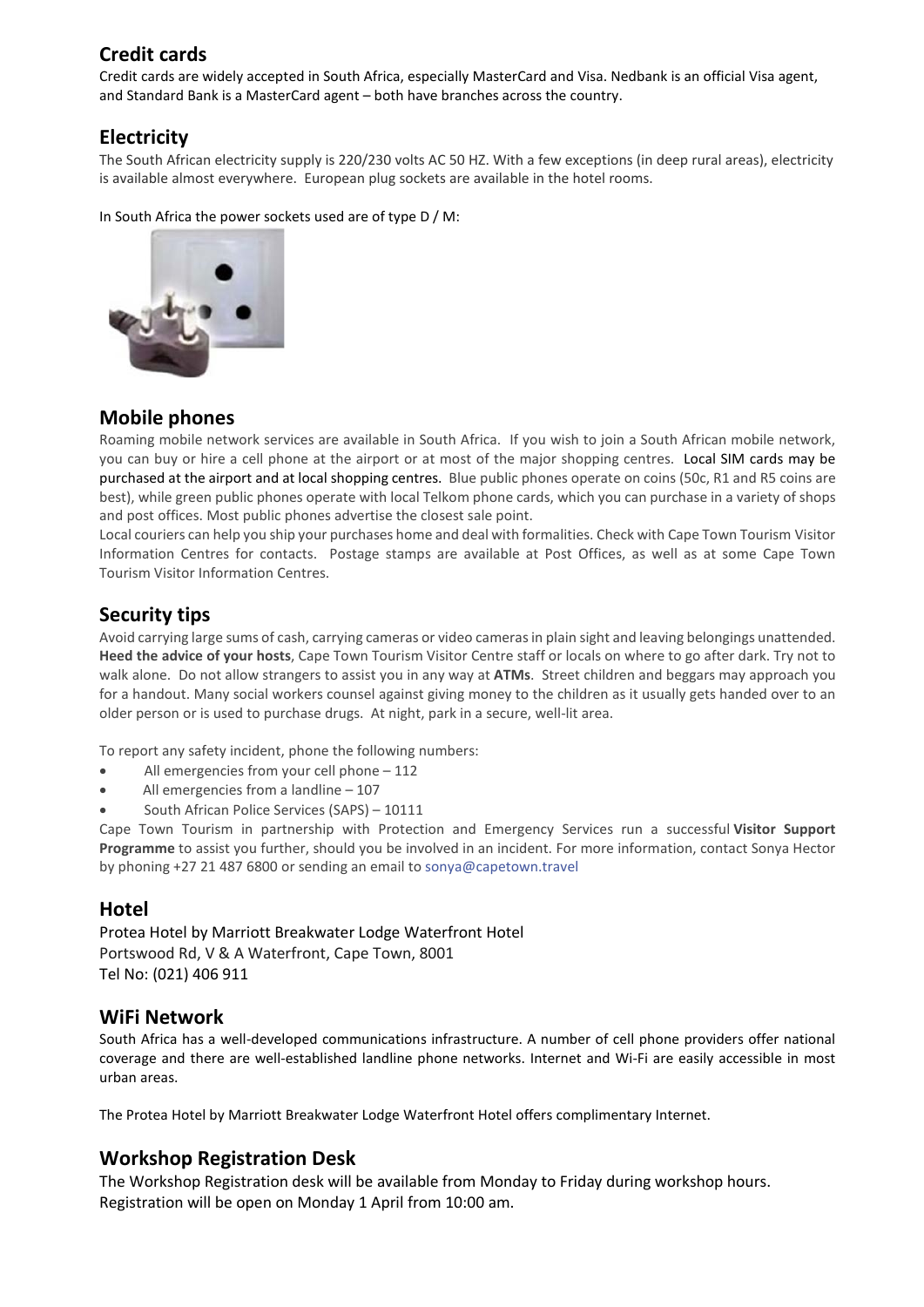## Credit cards

Credit cards are widely accepted in South Africa, especially MasterCard and Visa. Nedbank is an official Visa agent, and Standard Bank is a MasterCard agent – both have branches across the country.

## Electricity

The South African electricity supply is 220/230 volts AC 50 HZ. With a few exceptions (in deep rural areas), electricity is available almost everywhere. European plug sockets are available in the hotel rooms.

In South Africa the power sockets used are of type D / M:

## Mobile phones

Roaming mobile network services are available in South Africa. If you wish to join a South African mobile network, you can buy or hire a cell phone at the airport or at most of the major shopping centres. Local SIM cards may be purchased at the airport and at local shopping centres. Blue public phones operate on coins (50c, R1 and R5 coins are best), while green public phones operate with local Telkom phone cards, which you can purchase in a variety of shops and post offices. Most public phones advertise the closest sale point.

Local couriers can help you ship your purchases home and deal with formalities. Check with Cape Town Tourism Visitor Information Centres for contacts. Postage stamps are available at Post Offices, as well as at some Cape Town Tourism Visitor Information Centres.

## Security tips

Avoid carrying large sums of cash, carrying cameras or video cameras in plain sight and leaving belongings unattended. **Heed the advice of your hosts**, Cape Town Tourism Visitor Centre staff or locals on where to go after dark. Try not to walk alone. Do not allow strangers to assist you in any way at **ATMs**. Street children and beggars may approach you for a handout. Many social workers counsel against giving money to the children as it usually gets handed over to an older person or is used to purchase drugs. At night, park in a secure, well-lit area.

To report any safety incident, phone the following numbers:

- All emergencies from your cell phone – 112
- All emergencies from a landline – 107
- South African Police Services (SAPS) – 10111

Cape Town Tourism in partnership with Protection and Emergency Services run a successful **Visitor Support Programme** to assist you further, should you be involved in an incident. For more information, contact Sonya Hector by phoning +27 21 487 6800 or sending an email to sonya@capetown.travel

## Hotel

Protea Hotel by Marriott Breakwater Lodge Waterfront Hotel
Portswood Rd, V & A Waterfront, Cape Town, 8001
Tel No: (021) 406 911

## WiFi Network

South Africa has a well-developed communications infrastructure. A number of cell phone providers offer national coverage and there are well-established landline phone networks. Internet and Wi-Fi are easily accessible in most urban areas.

The Protea Hotel by Marriott Breakwater Lodge Waterfront Hotel offers complimentary Internet.

## Workshop Registration Desk

The Workshop Registration desk will be available from Monday to Friday during workshop hours.
Registration will be open on Monday 1 April from 10:00 am.